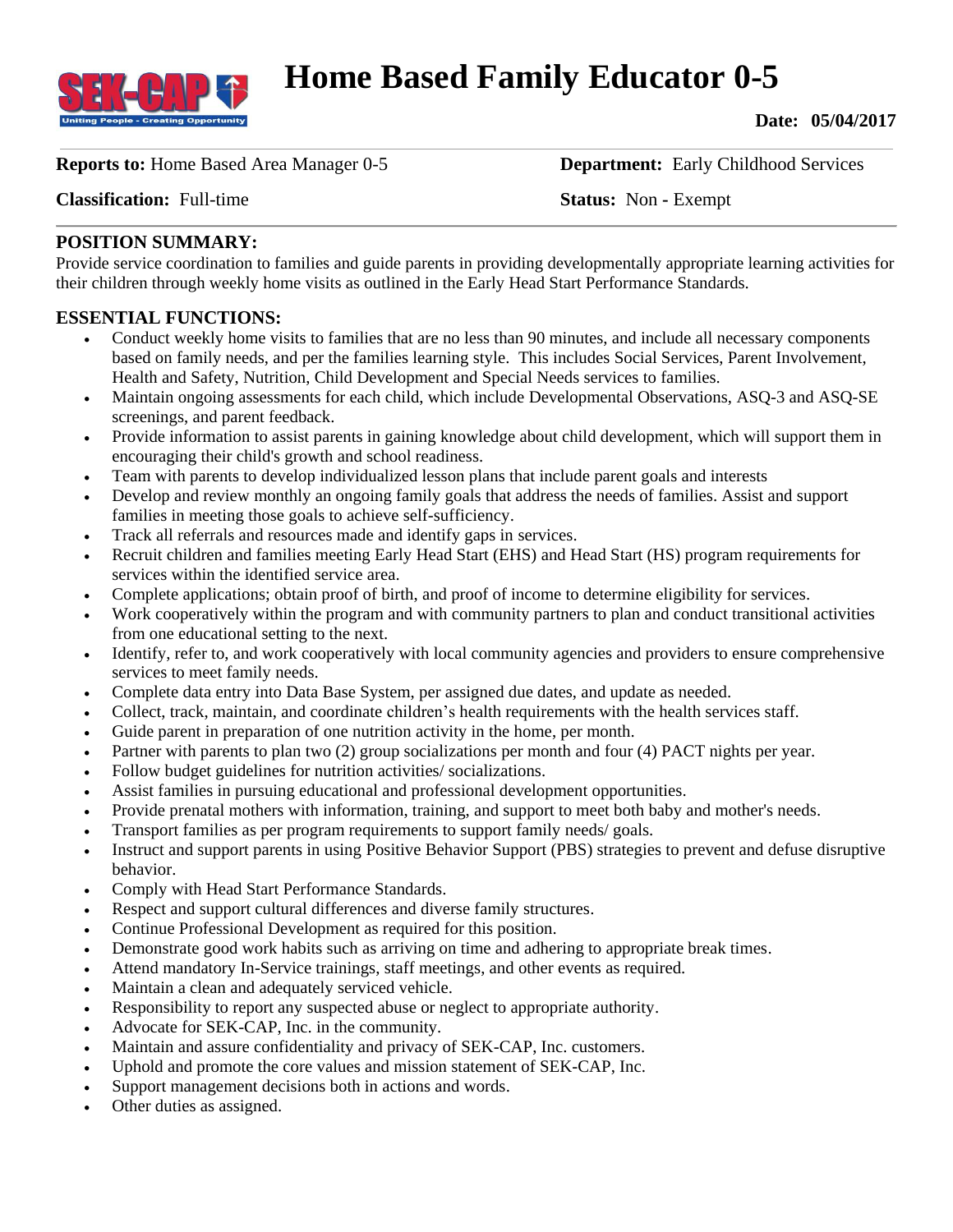# Home Based Family Educator 0-5

**Date: 05/04/2017**

**Reports to:** Home Based Area Manager 0-5 **Department:** Early Childhood Services

**Classification:** Full-time **Status:** Non - Exempt

## POSITION SUMMARY:

Provide service coordination to families and guide parents in providing developmentally appropriate learning activities for their children through weekly home visits as outlined in the Early Head Start Performance Standards.

## ESSENTIAL FUNCTIONS:

- Conduct weekly home visits to families that are no less than 90 minutes, and include all necessary components based on family needs, and per the families learning style. This includes Social Services, Parent Involvement, Health and Safety, Nutrition, Child Development and Special Needs services to families.
- Maintain ongoing assessments for each child, which include Developmental Observations, ASQ-3 and ASQ-SE screenings, and parent feedback.
- Provide information to assist parents in gaining knowledge about child development, which will support them in encouraging their child's growth and school readiness.
- Team with parents to develop individualized lesson plans that include parent goals and interests
- Develop and review monthly an ongoing family goals that address the needs of families. Assist and support families in meeting those goals to achieve self-sufficiency.
- Track all referrals and resources made and identify gaps in services.
- Recruit children and families meeting Early Head Start (EHS) and Head Start (HS) program requirements for services within the identified service area.
- Complete applications; obtain proof of birth, and proof of income to determine eligibility for services.
- Work cooperatively within the program and with community partners to plan and conduct transitional activities from one educational setting to the next.
- Identify, refer to, and work cooperatively with local community agencies and providers to ensure comprehensive services to meet family needs.
- Complete data entry into Data Base System, per assigned due dates, and update as needed.
- Collect, track, maintain, and coordinate children's health requirements with the health services staff.
- Guide parent in preparation of one nutrition activity in the home, per month.
- Partner with parents to plan two (2) group socializations per month and four (4) PACT nights per year.
- Follow budget guidelines for nutrition activities/ socializations.
- Assist families in pursuing educational and professional development opportunities.
- Provide prenatal mothers with information, training, and support to meet both baby and mother's needs.
- Transport families as per program requirements to support family needs/ goals.
- Instruct and support parents in using Positive Behavior Support (PBS) strategies to prevent and defuse disruptive behavior.
- Comply with Head Start Performance Standards.
- Respect and support cultural differences and diverse family structures.
- Continue Professional Development as required for this position.
- Demonstrate good work habits such as arriving on time and adhering to appropriate break times.
- Attend mandatory In-Service trainings, staff meetings, and other events as required.
- Maintain a clean and adequately serviced vehicle.
- Responsibility to report any suspected abuse or neglect to appropriate authority.
- Advocate for SEK-CAP, Inc. in the community.
- Maintain and assure confidentiality and privacy of SEK-CAP, Inc. customers.
- Uphold and promote the core values and mission statement of SEK-CAP, Inc.
- Support management decisions both in actions and words.
- Other duties as assigned.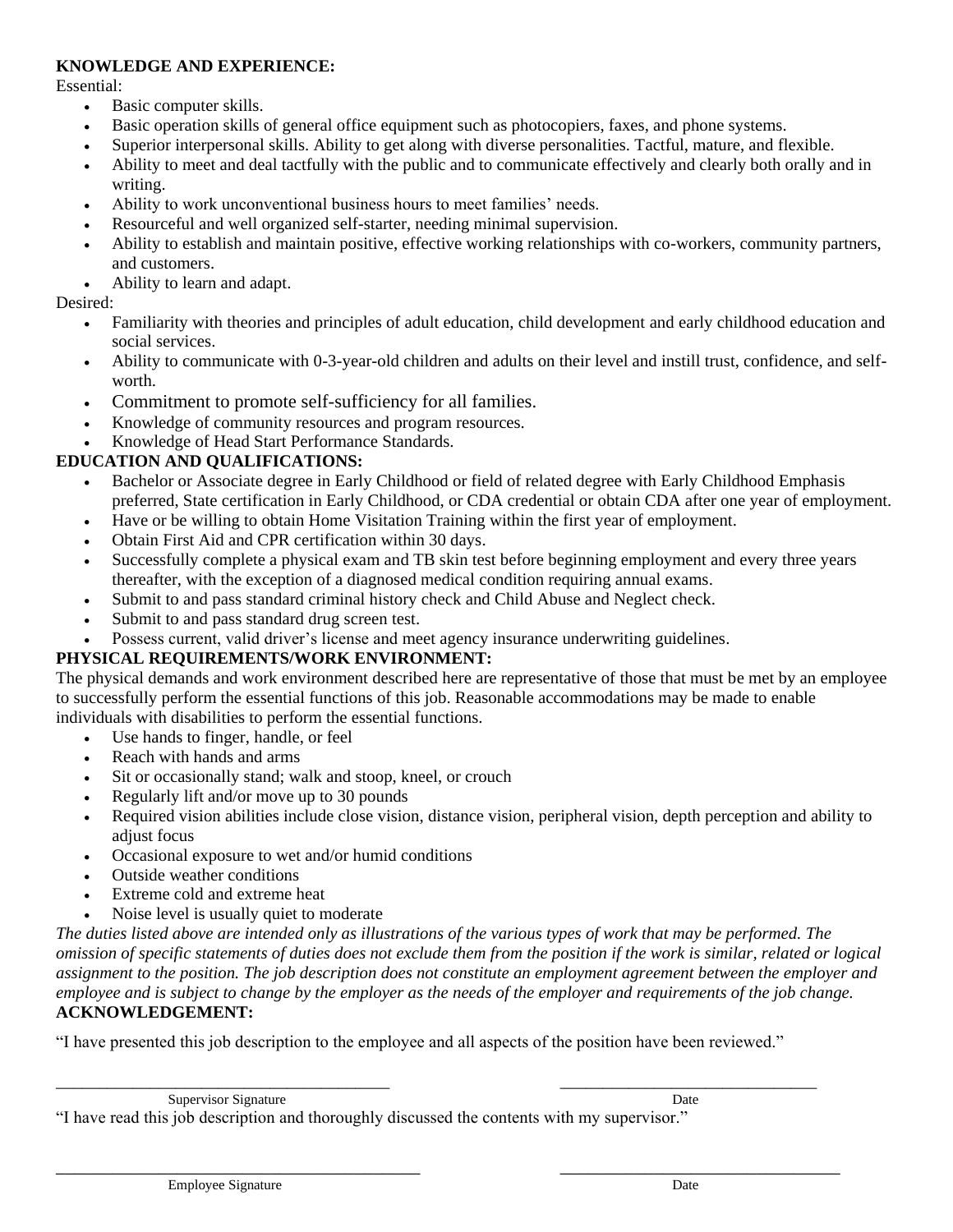**KNOWLEDGE AND EXPERIENCE:**

Essential:

- Basic computer skills.
- Basic operation skills of general office equipment such as photocopiers, faxes, and phone systems.
- Superior interpersonal skills. Ability to get along with diverse personalities. Tactful, mature, and flexible.
- Ability to meet and deal tactfully with the public and to communicate effectively and clearly both orally and in writing.
- Ability to work unconventional business hours to meet families' needs.
- Resourceful and well organized self-starter, needing minimal supervision.
- Ability to establish and maintain positive, effective working relationships with co-workers, community partners, and customers.
- Ability to learn and adapt.

Desired:

- Familiarity with theories and principles of adult education, child development and early childhood education and social services.
- Ability to communicate with 0-3-year-old children and adults on their level and instill trust, confidence, and self-worth.
- Commitment to promote self-sufficiency for all families.
- Knowledge of community resources and program resources.
- Knowledge of Head Start Performance Standards.

**EDUCATION AND QUALIFICATIONS:**

- Bachelor or Associate degree in Early Childhood or field of related degree with Early Childhood Emphasis preferred, State certification in Early Childhood, or CDA credential or obtain CDA after one year of employment.
- Have or be willing to obtain Home Visitation Training within the first year of employment.
- Obtain First Aid and CPR certification within 30 days.
- Successfully complete a physical exam and TB skin test before beginning employment and every three years thereafter, with the exception of a diagnosed medical condition requiring annual exams.
- Submit to and pass standard criminal history check and Child Abuse and Neglect check.
- Submit to and pass standard drug screen test.
- Possess current, valid driver's license and meet agency insurance underwriting guidelines.

**PHYSICAL REQUIREMENTS/WORK ENVIRONMENT:**

The physical demands and work environment described here are representative of those that must be met by an employee to successfully perform the essential functions of this job. Reasonable accommodations may be made to enable individuals with disabilities to perform the essential functions.

- Use hands to finger, handle, or feel
- Reach with hands and arms
- Sit or occasionally stand; walk and stoop, kneel, or crouch
- Regularly lift and/or move up to 30 pounds
- Required vision abilities include close vision, distance vision, peripheral vision, depth perception and ability to adjust focus
- Occasional exposure to wet and/or humid conditions
- Outside weather conditions
- Extreme cold and extreme heat
- Noise level is usually quiet to moderate

*The duties listed above are intended only as illustrations of the various types of work that may be performed. The omission of specific statements of duties does not exclude them from the position if the work is similar, related or logical assignment to the position. The job description does not constitute an employment agreement between the employer and employee and is subject to change by the employer as the needs of the employer and requirements of the job change.*

**ACKNOWLEDGEMENT:**

"I have presented this job description to the employee and all aspects of the position have been reviewed."

_________________________________________ _______________________________

Supervisor Signature Date

"I have read this job description and thoroughly discussed the contents with my supervisor."

_________________________________________ _______________________________

Employee Signature Date